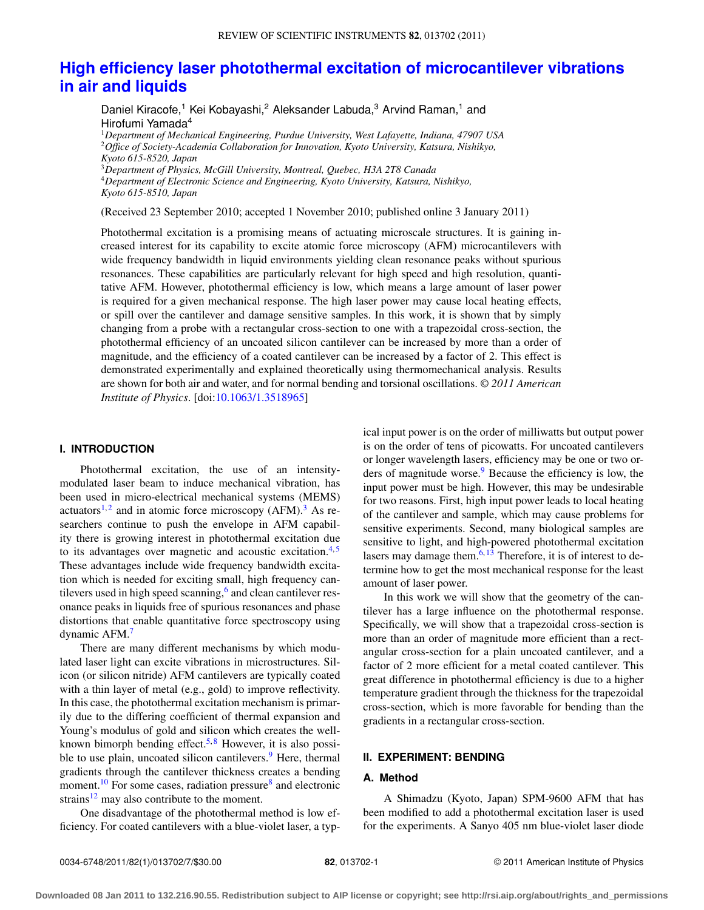# High efficiency laser photothermal excitation of microcantilever vibrations in air and liquids

Daniel Kiracofe,[1] Kei Kobayashi,[2] Aleksander Labuda,[3] Arvind Raman,[1] and Hirofumi Yamada[4]

[1]*Department of Mechanical Engineering, Purdue University, West Lafayette, Indiana, 47907 USA*
[2]*Office of Society-Academia Collaboration for Innovation, Kyoto University, Katsura, Nishikyo, Kyoto 615-8520, Japan*
[3]*Department of Physics, McGill University, Montreal, Quebec, H3A 2T8 Canada*
[4]*Department of Electronic Science and Engineering, Kyoto University, Katsura, Nishikyo, Kyoto 615-8510, Japan*

(Received 23 September 2010; accepted 1 November 2010; published online 3 January 2011)

Photothermal excitation is a promising means of actuating microscale structures. It is gaining increased interest for its capability to excite atomic force microscopy (AFM) microcantilevers with wide frequency bandwidth in liquid environments yielding clean resonance peaks without spurious resonances. These capabilities are particularly relevant for high speed and high resolution, quantitative AFM. However, photothermal efficiency is low, which means a large amount of laser power is required for a given mechanical response. The high laser power may cause local heating effects, or spill over the cantilever and damage sensitive samples. In this work, it is shown that by simply changing from a probe with a rectangular cross-section to one with a trapezoidal cross-section, the photothermal efficiency of an uncoated silicon cantilever can be increased by more than a order of magnitude, and the efficiency of a coated cantilever can be increased by a factor of 2. This effect is demonstrated experimentally and explained theoretically using thermomechanical analysis. Results are shown for both air and water, and for normal bending and torsional oscillations. © *2011 American Institute of Physics*. [doi:10.1063/1.3518965]

## I. INTRODUCTION

Photothermal excitation, the use of an intensity-modulated laser beam to induce mechanical vibration, has been used in micro-electrical mechanical systems (MEMS) actuators[1,2] and in atomic force microscopy (AFM).[3] As researchers continue to push the envelope in AFM capability there is growing interest in photothermal excitation due to its advantages over magnetic and acoustic excitation.[4,5] These advantages include wide frequency bandwidth excitation which is needed for exciting small, high frequency cantilevers used in high speed scanning,[6] and clean cantilever resonance peaks in liquids free of spurious resonances and phase distortions that enable quantitative force spectroscopy using dynamic AFM.[7]

There are many different mechanisms by which modulated laser light can excite vibrations in microstructures. Silicon (or silicon nitride) AFM cantilevers are typically coated with a thin layer of metal (e.g., gold) to improve reflectivity. In this case, the photothermal excitation mechanism is primarily due to the differing coefficient of thermal expansion and Young's modulus of gold and silicon which creates the well-known bimorph bending effect.[5,8] However, it is also possible to use plain, uncoated silicon cantilevers.[9] Here, thermal gradients through the cantilever thickness creates a bending moment.[10] For some cases, radiation pressure[8] and electronic strains[12] may also contribute to the moment.

One disadvantage of the photothermal method is low efficiency. For coated cantilevers with a blue-violet laser, a typical input power is on the order of milliwatts but output power is on the order of tens of picowatts. For uncoated cantilevers or longer wavelength lasers, efficiency may be one or two orders of magnitude worse.[9] Because the efficiency is low, the input power must be high. However, this may be undesirable for two reasons. First, high input power leads to local heating of the cantilever and sample, which may cause problems for sensitive experiments. Second, many biological samples are sensitive to light, and high-powered photothermal excitation lasers may damage them.[6,13] Therefore, it is of interest to determine how to get the most mechanical response for the least amount of laser power.

In this work we will show that the geometry of the cantilever has a large influence on the photothermal response. Specifically, we will show that a trapezoidal cross-section is more than an order of magnitude more efficient than a rectangular cross-section for a plain uncoated cantilever, and a factor of 2 more efficient for a metal coated cantilever. This great difference in photothermal efficiency is due to a higher temperature gradient through the thickness for the trapezoidal cross-section, which is more favorable for bending than the gradients in a rectangular cross-section.

## II. EXPERIMENT: BENDING

### A. Method

A Shimadzu (Kyoto, Japan) SPM-9600 AFM that has been modified to add a photothermal excitation laser is used for the experiments. A Sanyo 405 nm blue-violet laser diode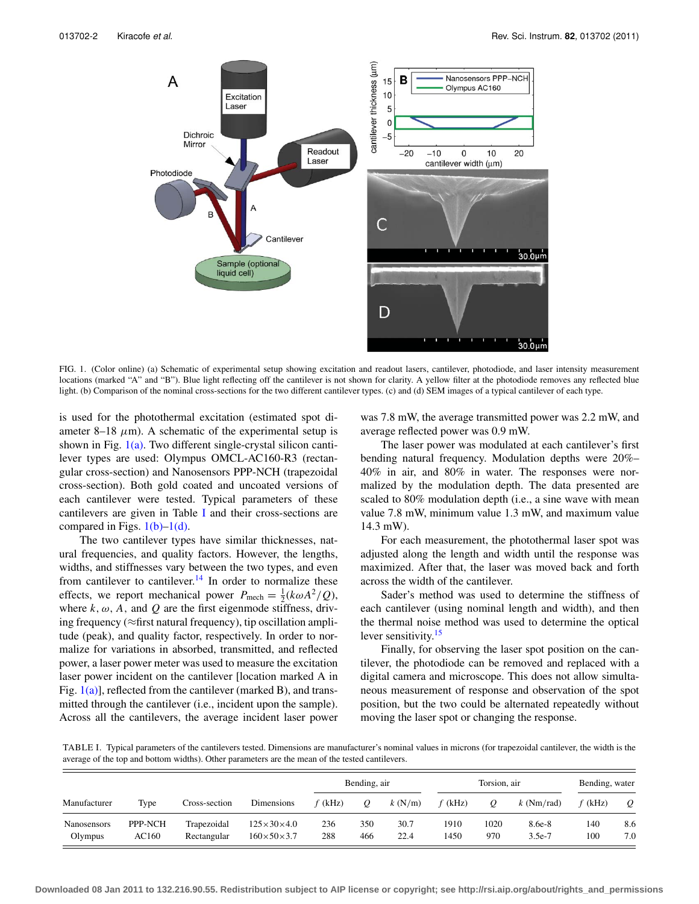FIG. 1. (Color online) (a) Schematic of experimental setup showing excitation and readout lasers, cantilever, photodiode, and laser intensity measurement locations (marked "A" and "B"). Blue light reflecting off the cantilever is not shown for clarity. A yellow filter at the photodiode removes any reflected blue light. (b) Comparison of the nominal cross-sections for the two different cantilever types. (c) and (d) SEM images of a typical cantilever of each type.

is used for the photothermal excitation (estimated spot diameter 8–18 $\mu$m). A schematic of the experimental setup is shown in Fig. 1(a). Two different single-crystal silicon cantilever types are used: Olympus OMCL-AC160-R3 (rectangular cross-section) and Nanosensors PPP-NCH (trapezoidal cross-section). Both gold coated and uncoated versions of each cantilever were tested. Typical parameters of these cantilevers are given in Table I and their cross-sections are compared in Figs. 1(b)–1(d).

The two cantilever types have similar thicknesses, natural frequencies, and quality factors. However, the lengths, widths, and stiffnesses vary between the two types, and even from cantilever to cantilever.[14] In order to normalize these effects, we report mechanical power $P_{\text{mech}} = \frac{1}{2}(k\omega A^2/Q)$, where $k$, $\omega$, $A$, and $Q$ are the first eigenmode stiffness, driving frequency ($\approx$first natural frequency), tip oscillation amplitude (peak), and quality factor, respectively. In order to normalize for variations in absorbed, transmitted, and reflected power, a laser power meter was used to measure the excitation laser power incident on the cantilever [location marked A in Fig. 1(a)], reflected from the cantilever (marked B), and transmitted through the cantilever (i.e., incident upon the sample). Across all the cantilevers, the average incident laser power was 7.8 mW, the average transmitted power was 2.2 mW, and average reflected power was 0.9 mW.

The laser power was modulated at each cantilever's first bending natural frequency. Modulation depths were 20%–40% in air, and 80% in water. The responses were normalized by the modulation depth. The data presented are scaled to 80% modulation depth (i.e., a sine wave with mean value 7.8 mW, minimum value 1.3 mW, and maximum value 14.3 mW).

For each measurement, the photothermal laser spot was adjusted along the length and width until the response was maximized. After that, the laser was moved back and forth across the width of the cantilever.

Sader's method was used to determine the stiffness of each cantilever (using nominal length and width), and then the thermal noise method was used to determine the optical lever sensitivity.[15]

Finally, for observing the laser spot position on the cantilever, the photodiode can be removed and replaced with a digital camera and microscope. This does not allow simultaneous measurement of response and observation of the spot position, but the two could be alternated repeatedly without moving the laser spot or changing the response.

TABLE I. Typical parameters of the cantilevers tested. Dimensions are manufacturer's nominal values in microns (for trapezoidal cantilever, the width is the average of the top and bottom widths). Other parameters are the mean of the tested cantilevers.

| | | | | Bending, air | | | Torsion, air | | | Bending, water | |
|---|---|---|---|---|---|---|---|---|---|---|---|
| Manufacturer | Type | Cross-section | Dimensions | $f$ (kHz) | $Q$ | $k$ (N/m) | $f$ (kHz) | $Q$ | $k$ (Nm/rad) | $f$ (kHz) | $Q$ |
| Nanosensors | PPP-NCH | Trapezoidal | 125×30×4.0 | 236 | 350 | 30.7 | 1910 | 1020 | 8.6e-8 | 140 | 8.6 |
| Olympus | AC160 | Rectangular | 160×50×3.7 | 288 | 466 | 22.4 | 1450 | 970 | 3.5e-7 | 100 | 7.0 |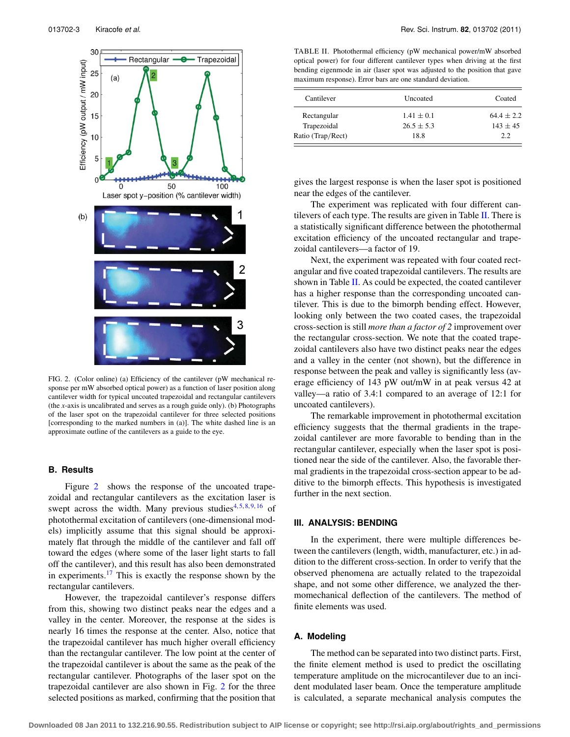FIG. 2. (Color online) (a) Efficiency of the cantilever (pW mechanical response per mW absorbed optical power) as a function of laser position along cantilever width for typical uncoated trapezoidal and rectangular cantilevers (the *x*-axis is uncalibrated and serves as a rough guide only). (b) Photographs of the laser spot on the trapezoidal cantilever for three selected positions [corresponding to the marked numbers in (a)]. The white dashed line is an approximate outline of the cantilevers as a guide to the eye.

## B. Results

Figure 2 shows the response of the uncoated trapezoidal and rectangular cantilevers as the excitation laser is swept across the width. Many previous studies[4,5,8,9,16] of photothermal excitation of cantilevers (one-dimensional models) implicitly assume that this signal should be approximately flat through the middle of the cantilever and fall off toward the edges (where some of the laser light starts to fall off the cantilever), and this result has also been demonstrated in experiments.[17] This is exactly the response shown by the rectangular cantilevers.

However, the trapezoidal cantilever's response differs from this, showing two distinct peaks near the edges and a valley in the center. Moreover, the response at the sides is nearly 16 times the response at the center. Also, notice that the trapezoidal cantilever has much higher overall efficiency than the rectangular cantilever. The low point at the center of the trapezoidal cantilever is about the same as the peak of the rectangular cantilever. Photographs of the laser spot on the trapezoidal cantilever are also shown in Fig. 2 for the three selected positions as marked, confirming that the position that gives the largest response is when the laser spot is positioned near the edges of the cantilever.

TABLE II. Photothermal efficiency (pW mechanical power/mW absorbed optical power) for four different cantilever types when driving at the first bending eigenmode in air (laser spot was adjusted to the position that gave maximum response). Error bars are one standard deviation.

| Cantilever | Uncoated | Coated |
|---|---|---|
| Rectangular | $1.41 \pm 0.1$ | $64.4 \pm 2.2$ |
| Trapezoidal | $26.5 \pm 5.3$ | $143 \pm 45$ |
| Ratio (Trap/Rect) | 18.8 | 2.2 |

The experiment was replicated with four different cantilevers of each type. The results are given in Table II. There is a statistically significant difference between the photothermal excitation efficiency of the uncoated rectangular and trapezoidal cantilevers—a factor of 19.

Next, the experiment was repeated with four coated rectangular and five coated trapezoidal cantilevers. The results are shown in Table II. As could be expected, the coated cantilever has a higher response than the corresponding uncoated cantilever. This is due to the bimorph bending effect. However, looking only between the two coated cases, the trapezoidal cross-section is still *more than a factor of 2* improvement over the rectangular cross-section. We note that the coated trapezoidal cantilevers also have two distinct peaks near the edges and a valley in the center (not shown), but the difference in response between the peak and valley is significantly less (average efficiency of 143 pW out/mW in at peak versus 42 at valley—a ratio of 3.4:1 compared to an average of 12:1 for uncoated cantilevers).

The remarkable improvement in photothermal excitation efficiency suggests that the thermal gradients in the trapezoidal cantilever are more favorable to bending than in the rectangular cantilever, especially when the laser spot is positioned near the side of the cantilever. Also, the favorable thermal gradients in the trapezoidal cross-section appear to be additive to the bimorph effects. This hypothesis is investigated further in the next section.

## III. ANALYSIS: BENDING

In the experiment, there were multiple differences between the cantilevers (length, width, manufacturer, etc.) in addition to the different cross-section. In order to verify that the observed phenomena are actually related to the trapezoidal shape, and not some other difference, we analyzed the thermomechanical deflection of the cantilevers. The method of finite elements was used.

### A. Modeling

The method can be separated into two distinct parts. First, the finite element method is used to predict the oscillating temperature amplitude on the microcantilever due to an incident modulated laser beam. Once the temperature amplitude is calculated, a separate mechanical analysis computes the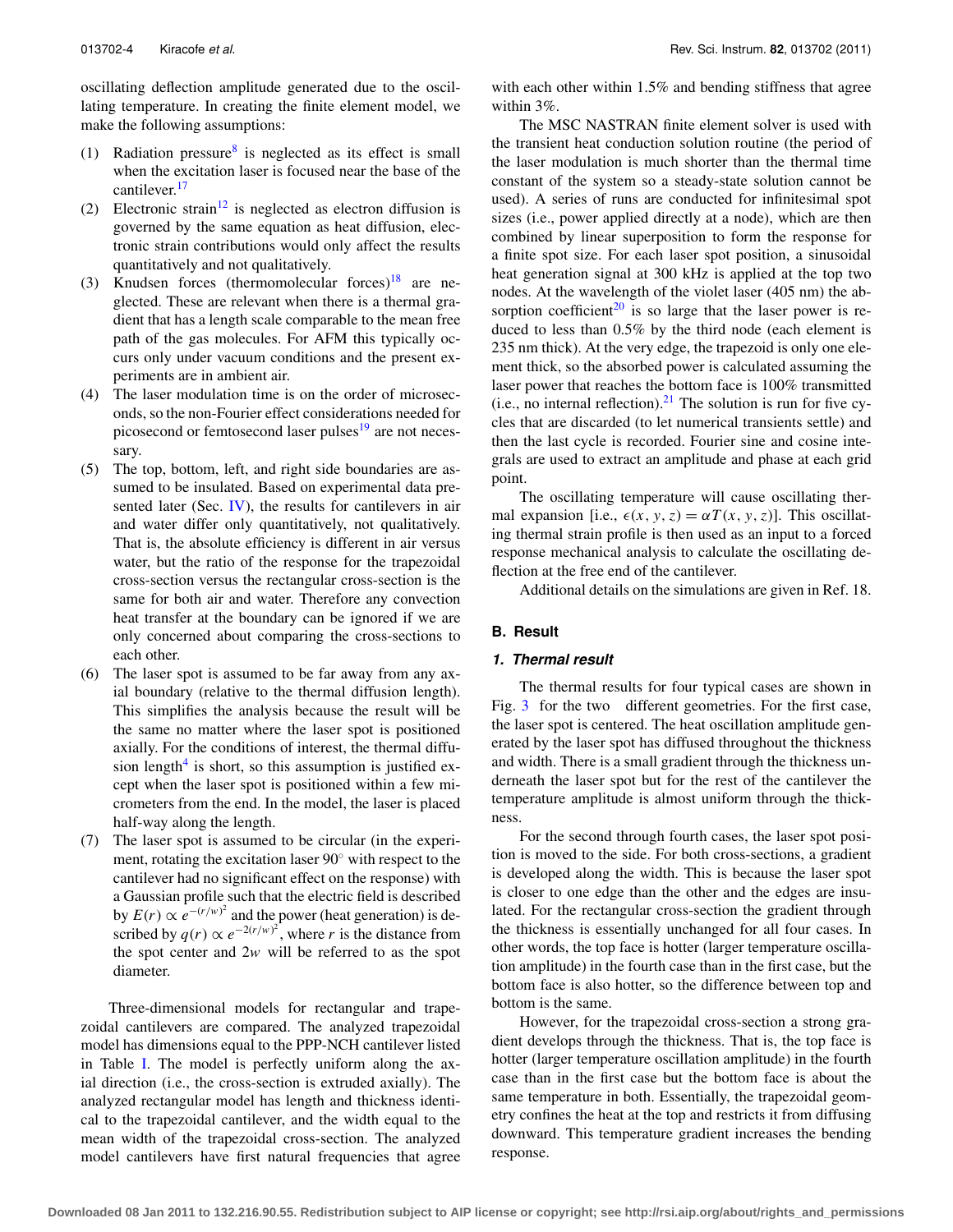oscillating deflection amplitude generated due to the oscillating temperature. In creating the finite element model, we make the following assumptions:

1. Radiation pressure[8] is neglected as its effect is small when the excitation laser is focused near the base of the cantilever.[17]
2. Electronic strain[12] is neglected as electron diffusion is governed by the same equation as heat diffusion, electronic strain contributions would only affect the results quantitatively and not qualitatively.
3. Knudsen forces (thermomolecular forces)[18] are neglected. These are relevant when there is a thermal gradient that has a length scale comparable to the mean free path of the gas molecules. For AFM this typically occurs only under vacuum conditions and the present experiments are in ambient air.
4. The laser modulation time is on the order of microseconds, so the non-Fourier effect considerations needed for picosecond or femtosecond laser pulses[19] are not necessary.
5. The top, bottom, left, and right side boundaries are assumed to be insulated. Based on experimental data presented later (Sec. IV), the results for cantilevers in air and water differ only quantitatively, not qualitatively. That is, the absolute efficiency is different in air versus water, but the ratio of the response for the trapezoidal cross-section versus the rectangular cross-section is the same for both air and water. Therefore any convection heat transfer at the boundary can be ignored if we are only concerned about comparing the cross-sections to each other.
6. The laser spot is assumed to be far away from any axial boundary (relative to the thermal diffusion length). This simplifies the analysis because the result will be the same no matter where the laser spot is positioned axially. For the conditions of interest, the thermal diffusion length[4] is short, so this assumption is justified except when the laser spot is positioned within a few micrometers from the end. In the model, the laser is placed half-way along the length.
7. The laser spot is assumed to be circular (in the experiment, rotating the excitation laser 90° with respect to the cantilever had no significant effect on the response) with a Gaussian profile such that the electric field is described by $E(r) \propto e^{-(r/w)^2}$ and the power (heat generation) is described by $q(r) \propto e^{-2(r/w)^2}$, where $r$ is the distance from the spot center and $2w$ will be referred to as the spot diameter.

Three-dimensional models for rectangular and trapezoidal cantilevers are compared. The analyzed trapezoidal model has dimensions equal to the PPP-NCH cantilever listed in Table I. The model is perfectly uniform along the axial direction (i.e., the cross-section is extruded axially). The analyzed rectangular model has length and thickness identical to the trapezoidal cantilever, and the width equal to the mean width of the trapezoidal cross-section. The analyzed model cantilevers have first natural frequencies that agree with each other within 1.5% and bending stiffness that agree within 3%.

The MSC NASTRAN finite element solver is used with the transient heat conduction solution routine (the period of the laser modulation is much shorter than the thermal time constant of the system so a steady-state solution cannot be used). A series of runs are conducted for infinitesimal spot sizes (i.e., power applied directly at a node), which are then combined by linear superposition to form the response for a finite spot size. For each laser spot position, a sinusoidal heat generation signal at 300 kHz is applied at the top two nodes. At the wavelength of the violet laser (405 nm) the absorption coefficient[20] is so large that the laser power is reduced to less than 0.5% by the third node (each element is 235 nm thick). At the very edge, the trapezoid is only one element thick, so the absorbed power is calculated assuming the laser power that reaches the bottom face is 100% transmitted (i.e., no internal reflection).[21] The solution is run for five cycles that are discarded (to let numerical transients settle) and then the last cycle is recorded. Fourier sine and cosine integrals are used to extract an amplitude and phase at each grid point.

The oscillating temperature will cause oscillating thermal expansion [i.e., $\epsilon(x, y, z) = \alpha T(x, y, z)$]. This oscillating thermal strain profile is then used as an input to a forced response mechanical analysis to calculate the oscillating deflection at the free end of the cantilever.

Additional details on the simulations are given in Ref. 18.

### B. Result

#### 1. Thermal result

The thermal results for four typical cases are shown in Fig. 3 for the two different geometries. For the first case, the laser spot is centered. The heat oscillation amplitude generated by the laser spot has diffused throughout the thickness and width. There is a small gradient through the thickness underneath the laser spot but for the rest of the cantilever the temperature amplitude is almost uniform through the thickness.

For the second through fourth cases, the laser spot position is moved to the side. For both cross-sections, a gradient is developed along the width. This is because the laser spot is closer to one edge than the other and the edges are insulated. For the rectangular cross-section the gradient through the thickness is essentially unchanged for all four cases. In other words, the top face is hotter (larger temperature oscillation amplitude) in the fourth case than in the first case, but the bottom face is also hotter, so the difference between top and bottom is the same.

However, for the trapezoidal cross-section a strong gradient develops through the thickness. That is, the top face is hotter (larger temperature oscillation amplitude) in the fourth case than in the first case but the bottom face is about the same temperature in both. Essentially, the trapezoidal geometry confines the heat at the top and restricts it from diffusing downward. This temperature gradient increases the bending response.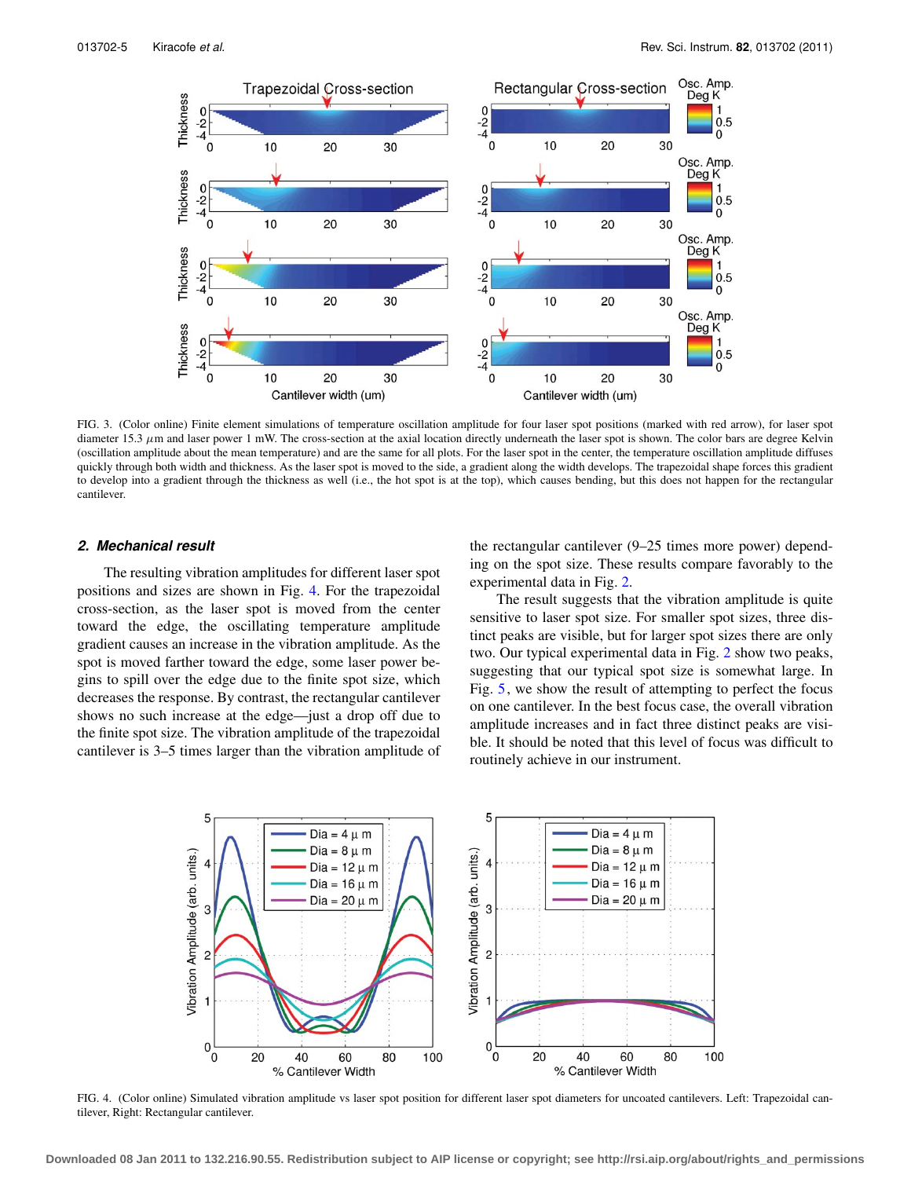FIG. 3. (Color online) Finite element simulations of temperature oscillation amplitude for four laser spot positions (marked with red arrow), for laser spot diameter 15.3 $\mu$m and laser power 1 mW. The cross-section at the axial location directly underneath the laser spot is shown. The color bars are degree Kelvin (oscillation amplitude about the mean temperature) and are the same for all plots. For the laser spot in the center, the temperature oscillation amplitude diffuses quickly through both width and thickness. As the laser spot is moved to the side, a gradient along the width develops. The trapezoidal shape forces this gradient to develop into a gradient through the thickness as well (i.e., the hot spot is at the top), which causes bending, but this does not happen for the rectangular cantilever.

### *2. Mechanical result*

The resulting vibration amplitudes for different laser spot positions and sizes are shown in Fig. 4. For the trapezoidal cross-section, as the laser spot is moved from the center toward the edge, the oscillating temperature amplitude gradient causes an increase in the vibration amplitude. As the spot is moved farther toward the edge, some laser power begins to spill over the edge due to the finite spot size, which decreases the response. By contrast, the rectangular cantilever shows no such increase at the edge—just a drop off due to the finite spot size. The vibration amplitude of the trapezoidal cantilever is 3–5 times larger than the vibration amplitude of the rectangular cantilever (9–25 times more power) depending on the spot size. These results compare favorably to the experimental data in Fig. 2.

The result suggests that the vibration amplitude is quite sensitive to laser spot size. For smaller spot sizes, three distinct peaks are visible, but for larger spot sizes there are only two. Our typical experimental data in Fig. 2 show two peaks, suggesting that our typical spot size is somewhat large. In Fig. 5, we show the result of attempting to perfect the focus on one cantilever. In the best focus case, the overall vibration amplitude increases and in fact three distinct peaks are visible. It should be noted that this level of focus was difficult to routinely achieve in our instrument.

FIG. 4. (Color online) Simulated vibration amplitude vs laser spot position for different laser spot diameters for uncoated cantilevers. Left: Trapezoidal cantilever, Right: Rectangular cantilever.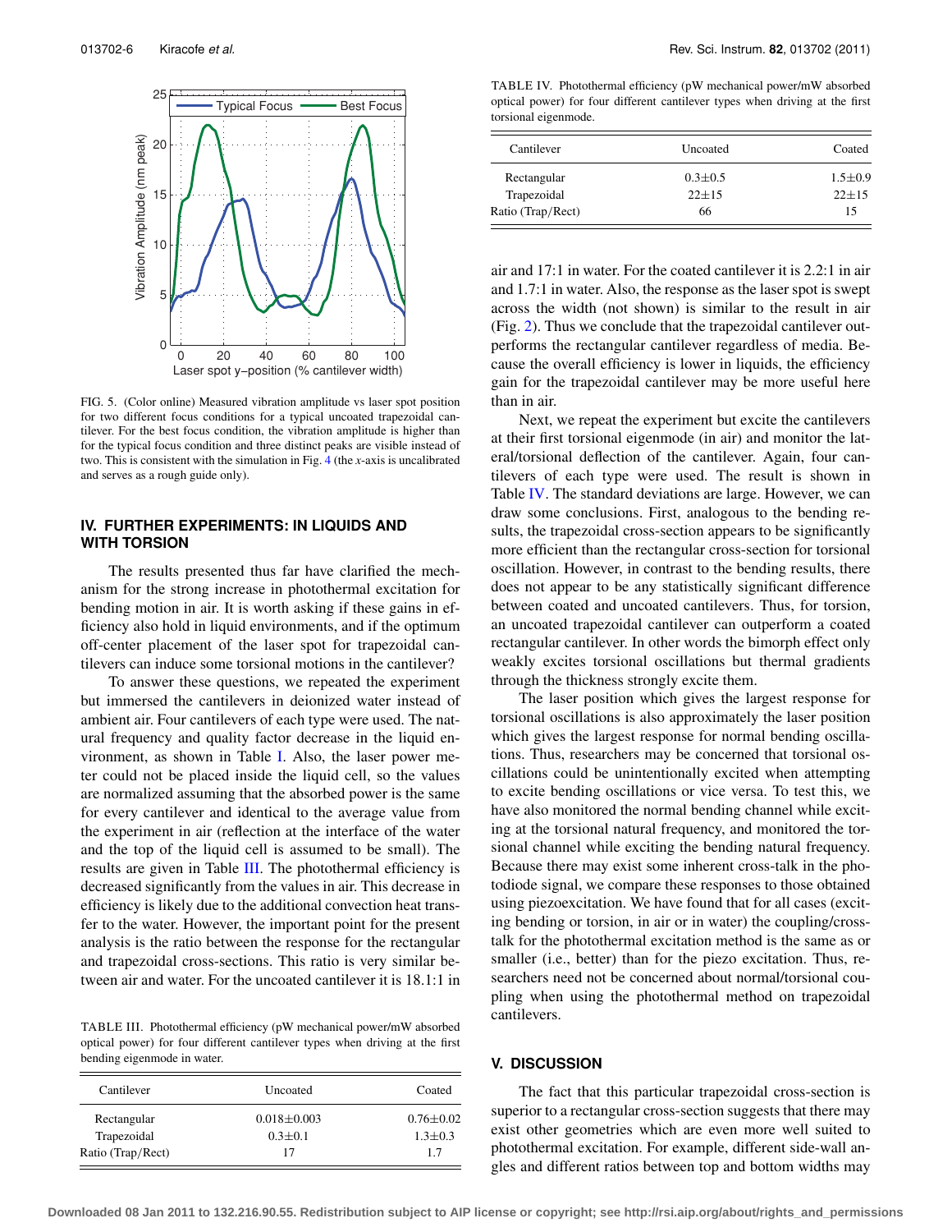Typical Focus
Best Focus

Vibration Amplitude (nm peak)

0
5
10
15
20
25

0
20
40
60
80
100

Laser spot y–position (% cantilever width)

FIG. 5. (Color online) Measured vibration amplitude vs laser spot position for two different focus conditions for a typical uncoated trapezoidal cantilever. For the best focus condition, the vibration amplitude is higher than for the typical focus condition and three distinct peaks are visible instead of two. This is consistent with the simulation in Fig. 4 (the *x*-axis is uncalibrated and serves as a rough guide only).

## IV. FURTHER EXPERIMENTS: IN LIQUIDS AND WITH TORSION

The results presented thus far have clarified the mechanism for the strong increase in photothermal excitation for bending motion in air. It is worth asking if these gains in efficiency also hold in liquid environments, and if the optimum off-center placement of the laser spot for trapezoidal cantilevers can induce some torsional motions in the cantilever?

To answer these questions, we repeated the experiment but immersed the cantilevers in deionized water instead of ambient air. Four cantilevers of each type were used. The natural frequency and quality factor decrease in the liquid environment, as shown in Table I. Also, the laser power meter could not be placed inside the liquid cell, so the values are normalized assuming that the absorbed power is the same for every cantilever and identical to the average value from the experiment in air (reflection at the interface of the water and the top of the liquid cell is assumed to be small). The results are given in Table III. The photothermal efficiency is decreased significantly from the values in air. This decrease in efficiency is likely due to the additional convection heat transfer to the water. However, the important point for the present analysis is the ratio between the response for the rectangular and trapezoidal cross-sections. This ratio is very similar between air and water. For the uncoated cantilever it is 18.1:1 in air and 17:1 in water. For the coated cantilever it is 2.2:1 in air and 1.7:1 in water. Also, the response as the laser spot is swept across the width (not shown) is similar to the result in air (Fig. 2). Thus we conclude that the trapezoidal cantilever outperforms the rectangular cantilever regardless of media. Because the overall efficiency is lower in liquids, the efficiency gain for the trapezoidal cantilever may be more useful here than in air.

TABLE III. Photothermal efficiency (pW mechanical power/mW absorbed optical power) for four different cantilever types when driving at the first bending eigenmode in water.

| Cantilever | Uncoated | Coated |
|---|---|---|
| Rectangular | 0.018±0.003 | 0.76±0.02 |
| Trapezoidal | 0.3±0.1 | 1.3±0.3 |
| Ratio (Trap/Rect) | 17 | 1.7 |

TABLE IV. Photothermal efficiency (pW mechanical power/mW absorbed optical power) for four different cantilever types when driving at the first torsional eigenmode.

| Cantilever | Uncoated | Coated |
|---|---|---|
| Rectangular | 0.3±0.5 | 1.5±0.9 |
| Trapezoidal | 22±15 | 22±15 |
| Ratio (Trap/Rect) | 66 | 15 |

Next, we repeat the experiment but excite the cantilevers at their first torsional eigenmode (in air) and monitor the lateral/torsional deflection of the cantilever. Again, four cantilevers of each type were used. The result is shown in Table IV. The standard deviations are large. However, we can draw some conclusions. First, analogous to the bending results, the trapezoidal cross-section appears to be significantly more efficient than the rectangular cross-section for torsional oscillation. However, in contrast to the bending results, there does not appear to be any statistically significant difference between coated and uncoated cantilevers. Thus, for torsion, an uncoated trapezoidal cantilever can outperform a coated rectangular cantilever. In other words the bimorph effect only weakly excites torsional oscillations but thermal gradients through the thickness strongly excite them.

The laser position which gives the largest response for torsional oscillations is also approximately the laser position which gives the largest response for normal bending oscillations. Thus, researchers may be concerned that torsional oscillations could be unintentionally excited when attempting to excite bending oscillations or vice versa. To test this, we have also monitored the normal bending channel while exciting at the torsional natural frequency, and monitored the torsional channel while exciting the bending natural frequency. Because there may exist some inherent cross-talk in the photodiode signal, we compare these responses to those obtained using piezoexcitation. We have found that for all cases (exciting bending or torsion, in air or in water) the coupling/crosstalk for the photothermal excitation method is the same as or smaller (i.e., better) than for the piezo excitation. Thus, researchers need not be concerned about normal/torsional coupling when using the photothermal method on trapezoidal cantilevers.

## V. DISCUSSION

The fact that this particular trapezoidal cross-section is superior to a rectangular cross-section suggests that there may exist other geometries which are even more well suited to photothermal excitation. For example, different side-wall angles and different ratios between top and bottom widths may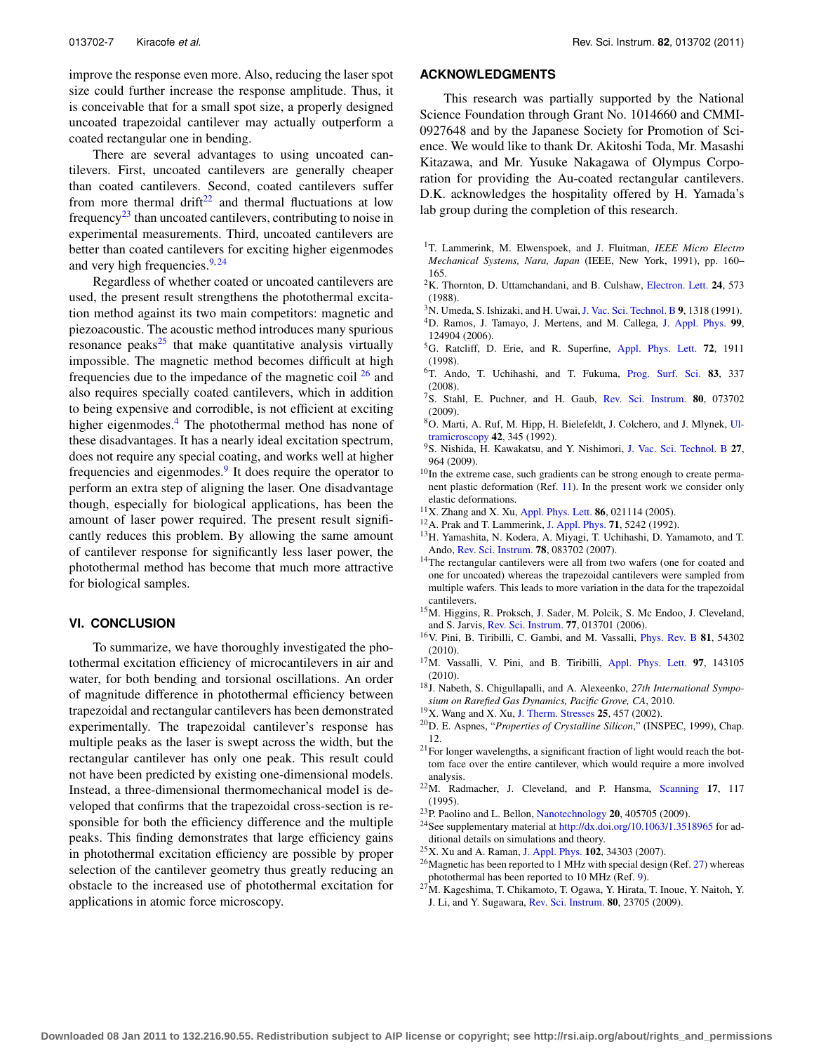improve the response even more. Also, reducing the laser spot size could further increase the response amplitude. Thus, it is conceivable that for a small spot size, a properly designed uncoated trapezoidal cantilever may actually outperform a coated rectangular one in bending.

There are several advantages to using uncoated cantilevers. First, uncoated cantilevers are generally cheaper than coated cantilevers. Second, coated cantilevers suffer from more thermal drift[22] and thermal fluctuations at low frequency[23] than uncoated cantilevers, contributing to noise in experimental measurements. Third, uncoated cantilevers are better than coated cantilevers for exciting higher eigenmodes and very high frequencies.[9,24]

Regardless of whether coated or uncoated cantilevers are used, the present result strengthens the photothermal excitation method against its two main competitors: magnetic and piezoacoustic. The acoustic method introduces many spurious resonance peaks[25] that make quantitative analysis virtually impossible. The magnetic method becomes difficult at high frequencies due to the impedance of the magnetic coil [26] and also requires specially coated cantilevers, which in addition to being expensive and corrodible, is not efficient at exciting higher eigenmodes.[4] The photothermal method has none of these disadvantages. It has a nearly ideal excitation spectrum, does not require any special coating, and works well at higher frequencies and eigenmodes.[9] It does require the operator to perform an extra step of aligning the laser. One disadvantage though, especially for biological applications, has been the amount of laser power required. The present result significantly reduces this problem. By allowing the same amount of cantilever response for significantly less laser power, the photothermal method has become that much more attractive for biological samples.

## VI. CONCLUSION

To summarize, we have thoroughly investigated the photothermal excitation efficiency of microcantilevers in air and water, for both bending and torsional oscillations. An order of magnitude difference in photothermal efficiency between trapezoidal and rectangular cantilevers has been demonstrated experimentally. The trapezoidal cantilever's response has multiple peaks as the laser is swept across the width, but the rectangular cantilever has only one peak. This result could not have been predicted by existing one-dimensional models. Instead, a three-dimensional thermomechanical model is developed that confirms that the trapezoidal cross-section is responsible for both the efficiency difference and the multiple peaks. This finding demonstrates that large efficiency gains in photothermal excitation efficiency are possible by proper selection of the cantilever geometry thus greatly reducing an obstacle to the increased use of photothermal excitation for applications in atomic force microscopy.

## ACKNOWLEDGMENTS

This research was partially supported by the National Science Foundation through Grant No. 1014660 and CMMI-0927648 and by the Japanese Society for Promotion of Science. We would like to thank Dr. Akitoshi Toda, Mr. Masashi Kitazawa, and Mr. Yusuke Nakagawa of Olympus Corporation for providing the Au-coated rectangular cantilevers. D.K. acknowledges the hospitality offered by H. Yamada's lab group during the completion of this research.

[1] T. Lammerink, M. Elwenspoek, and J. Fluitman, *IEEE Micro Electro Mechanical Systems, Nara, Japan* (IEEE, New York, 1991), pp. 160–165.

[2] K. Thornton, D. Uttamchandani, and B. Culshaw, Electron. Lett. **24**, 573 (1988).

[3] N. Umeda, S. Ishizaki, and H. Uwai, J. Vac. Sci. Technol. B **9**, 1318 (1991).

[4] D. Ramos, J. Tamayo, J. Mertens, and M. Callega, J. Appl. Phys. **99**, 124904 (2006).

[5] G. Ratcliff, D. Erie, and R. Superfine, Appl. Phys. Lett. **72**, 1911 (1998).

[6] T. Ando, T. Uchihashi, and T. Fukuma, Prog. Surf. Sci. **83**, 337 (2008).

[7] S. Stahl, E. Puchner, and H. Gaub, Rev. Sci. Instrum. **80**, 073702 (2009).

[8] O. Marti, A. Ruf, M. Hipp, H. Bielefeldt, J. Colchero, and J. Mlynek, Ultramicroscopy **42**, 345 (1992).

[9] S. Nishida, H. Kawakatsu, and Y. Nishimori, J. Vac. Sci. Technol. B **27**, 964 (2009).

[10] In the extreme case, such gradients can be strong enough to create permanent plastic deformation (Ref. 11). In the present work we consider only elastic deformations.

[11] X. Zhang and X. Xu, Appl. Phys. Lett. **86**, 021114 (2005).

[12] A. Prak and T. Lammerink, J. Appl. Phys. **71**, 5242 (1992).

[13] H. Yamashita, N. Kodera, A. Miyagi, T. Uchihashi, D. Yamamoto, and T. Ando, Rev. Sci. Instrum. **78**, 083702 (2007).

[14] The rectangular cantilevers were all from two wafers (one for coated and one for uncoated) whereas the trapezoidal cantilevers were sampled from multiple wafers. This leads to more variation in the data for the trapezoidal cantilevers.

[15] M. Higgins, R. Proksch, J. Sader, M. Polcik, S. Mc Endoo, J. Cleveland, and S. Jarvis, Rev. Sci. Instrum. **77**, 013701 (2006).

[16] V. Pini, B. Tiribilli, C. Gambi, and M. Vassalli, Phys. Rev. B **81**, 54302 (2010).

[17] M. Vassalli, V. Pini, and B. Tiribilli, Appl. Phys. Lett. **97**, 143105 (2010).

[18] J. Nabeth, S. Chigullapalli, and A. Alexeenko, *27th International Symposium on Rarefied Gas Dynamics, Pacific Grove, CA*, 2010.

[19] X. Wang and X. Xu, J. Therm. Stresses **25**, 457 (2002).

[20] D. E. Aspnes, "*Properties of Crystalline Silicon*," (INSPEC, 1999), Chap. 12.

[21] For longer wavelengths, a significant fraction of light would reach the bottom face over the entire cantilever, which would require a more involved analysis.

[22] M. Radmacher, J. Cleveland, and P. Hansma, Scanning **17**, 117 (1995).

[23] P. Paolino and L. Bellon, Nanotechnology **20**, 405705 (2009).

[24] See supplementary material at http://dx.doi.org/10.1063/1.3518965 for additional details on simulations and theory.

[25] X. Xu and A. Raman, J. Appl. Phys. **102**, 34303 (2007).

[26] Magnetic has been reported to 1 MHz with special design (Ref. 27) whereas photothermal has been reported to 10 MHz (Ref. 9).

[27] M. Kageshima, T. Chikamoto, T. Ogawa, Y. Hirata, T. Inoue, Y. Naitoh, Y. J. Li, and Y. Sugawara, Rev. Sci. Instrum. **80**, 23705 (2009).